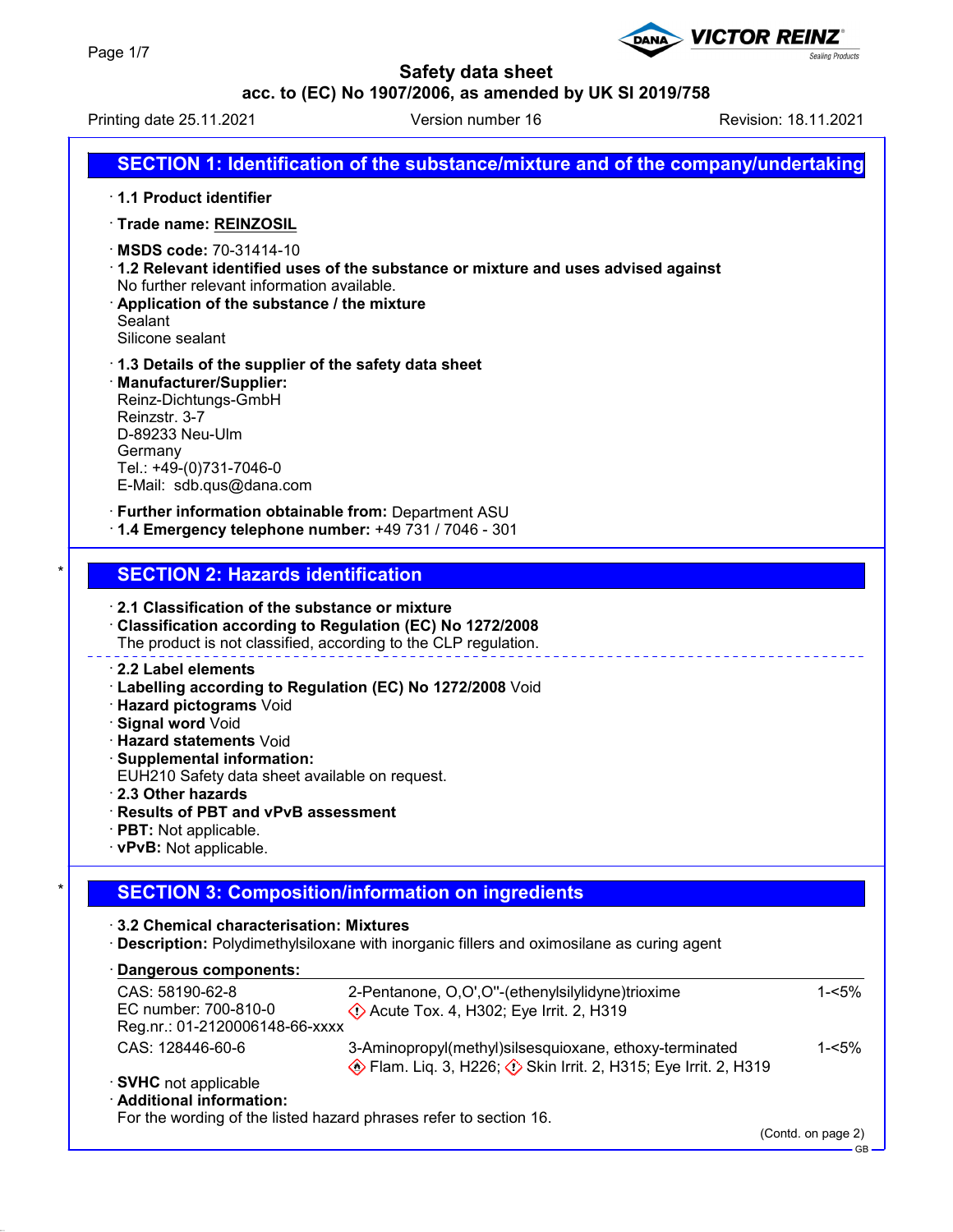# Safety data sheet

**acc. to (EC) No 1907/2006, as amended by UK SI 2019/758**

Printing date 25.11.2021 Version number 16 Revision: 18.11.2021

## SECTION 1: Identification of the substance/mixture and of the company/undertaking

· **1.1 Product identifier**

· **Trade name: REINZOSIL**

· **MSDS code:** 70-31414-10

· **1.2 Relevant identified uses of the substance or mixture and uses advised against**
No further relevant information available.

· **Application of the substance / the mixture**
Sealant
Silicone sealant

· **1.3 Details of the supplier of the safety data sheet**

· **Manufacturer/Supplier:**
Reinz-Dichtungs-GmbH
Reinzstr. 3-7
D-89233 Neu-Ulm
Germany
Tel.: +49-(0)731-7046-0
E-Mail: sdb.qus@dana.com

· **Further information obtainable from:** Department ASU

· **1.4 Emergency telephone number:** +49 731 / 7046 - 301

## SECTION 2: Hazards identification

· **2.1 Classification of the substance or mixture**

· **Classification according to Regulation (EC) No 1272/2008**
The product is not classified, according to the CLP regulation.

· **2.2 Label elements**

· **Labelling according to Regulation (EC) No 1272/2008** Void

· **Hazard pictograms** Void

· **Signal word** Void

· **Hazard statements** Void

· **Supplemental information:**
EUH210 Safety data sheet available on request.

· **2.3 Other hazards**

· **Results of PBT and vPvB assessment**

· **PBT:** Not applicable.

· **vPvB:** Not applicable.

## SECTION 3: Composition/information on ingredients

· **3.2 Chemical characterisation: Mixtures**

· **Description:** Polydimethylsiloxane with inorganic fillers and oximosilane as curing agent

· **Dangerous components:**

| | | |
|---|---|---|
| CAS: 58190-62-8<br>EC number: 700-810-0<br>Reg.nr.: 01-2120006148-66-xxxx | 2-Pentanone, O,O',O''-(ethenylsilylidyne)trioxime<br>Acute Tox. 4, H302; Eye Irrit. 2, H319 | 1-<5% |
| CAS: 128446-60-6 | 3-Aminopropyl(methyl)silsesquioxane, ethoxy-terminated<br>Flam. Liq. 3, H226; Skin Irrit. 2, H315; Eye Irrit. 2, H319 | 1-<5% |

· **SVHC** not applicable

· **Additional information:**
For the wording of the listed hazard phrases refer to section 16.

(Contd. on page 2)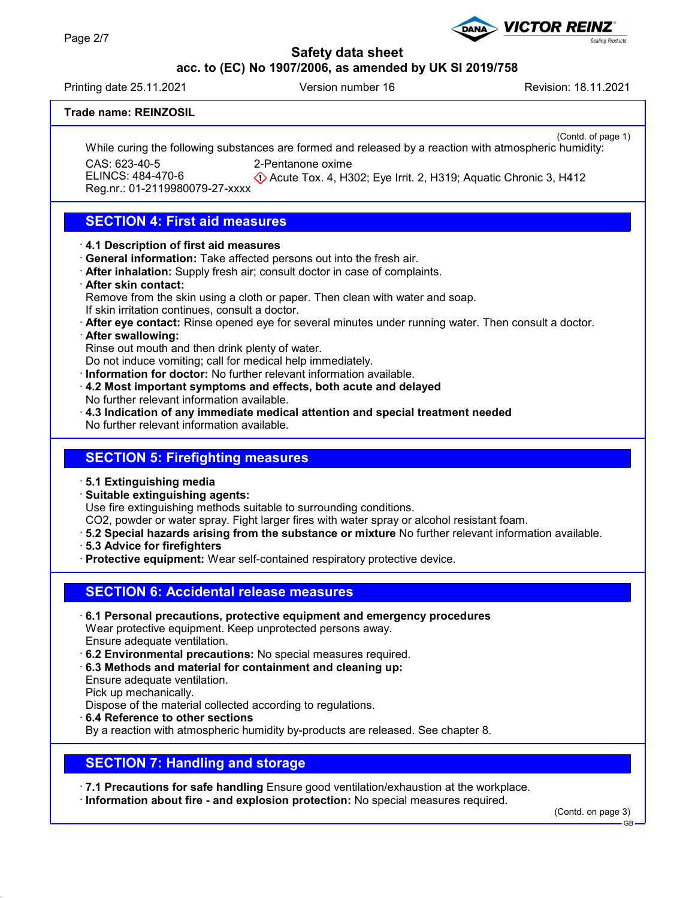**Trade name: REINZOSIL**

(Contd. of page 1)

While curing the following substances are formed and released by a reaction with atmospheric humidity:

| | |
|---|---|
| CAS: 623-40-5<br>ELINCS: 484-470-6<br>Reg.nr.: 01-2119980079-27-xxxx | 2-Pentanone oxime<br>Acute Tox. 4, H302; Eye Irrit. 2, H319; Aquatic Chronic 3, H412 |

## SECTION 4: First aid measures

- **4.1 Description of first aid measures**
- **General information:** Take affected persons out into the fresh air.
- **After inhalation:** Supply fresh air; consult doctor in case of complaints.
- **After skin contact:**
  Remove from the skin using a cloth or paper. Then clean with water and soap.
  If skin irritation continues, consult a doctor.
- **After eye contact:** Rinse opened eye for several minutes under running water. Then consult a doctor.
- **After swallowing:**
  Rinse out mouth and then drink plenty of water.
  Do not induce vomiting; call for medical help immediately.
- **Information for doctor:** No further relevant information available.
- **4.2 Most important symptoms and effects, both acute and delayed**
  No further relevant information available.
- **4.3 Indication of any immediate medical attention and special treatment needed**
  No further relevant information available.

## SECTION 5: Firefighting measures

- **5.1 Extinguishing media**
- **Suitable extinguishing agents:**
  Use fire extinguishing methods suitable to surrounding conditions.
  $CO_2$, powder or water spray. Fight larger fires with water spray or alcohol resistant foam.
- **5.2 Special hazards arising from the substance or mixture** No further relevant information available.
- **5.3 Advice for firefighters**
- **Protective equipment:** Wear self-contained respiratory protective device.

## SECTION 6: Accidental release measures

- **6.1 Personal precautions, protective equipment and emergency procedures**
  Wear protective equipment. Keep unprotected persons away.
  Ensure adequate ventilation.
- **6.2 Environmental precautions:** No special measures required.
- **6.3 Methods and material for containment and cleaning up:**
  Ensure adequate ventilation.
  Pick up mechanically.
  Dispose of the material collected according to regulations.
- **6.4 Reference to other sections**
  By a reaction with atmospheric humidity by-products are released. See chapter 8.

## SECTION 7: Handling and storage

- **7.1 Precautions for safe handling** Ensure good ventilation/exhaustion at the workplace.
- **Information about fire - and explosion protection:** No special measures required.

(Contd. on page 3)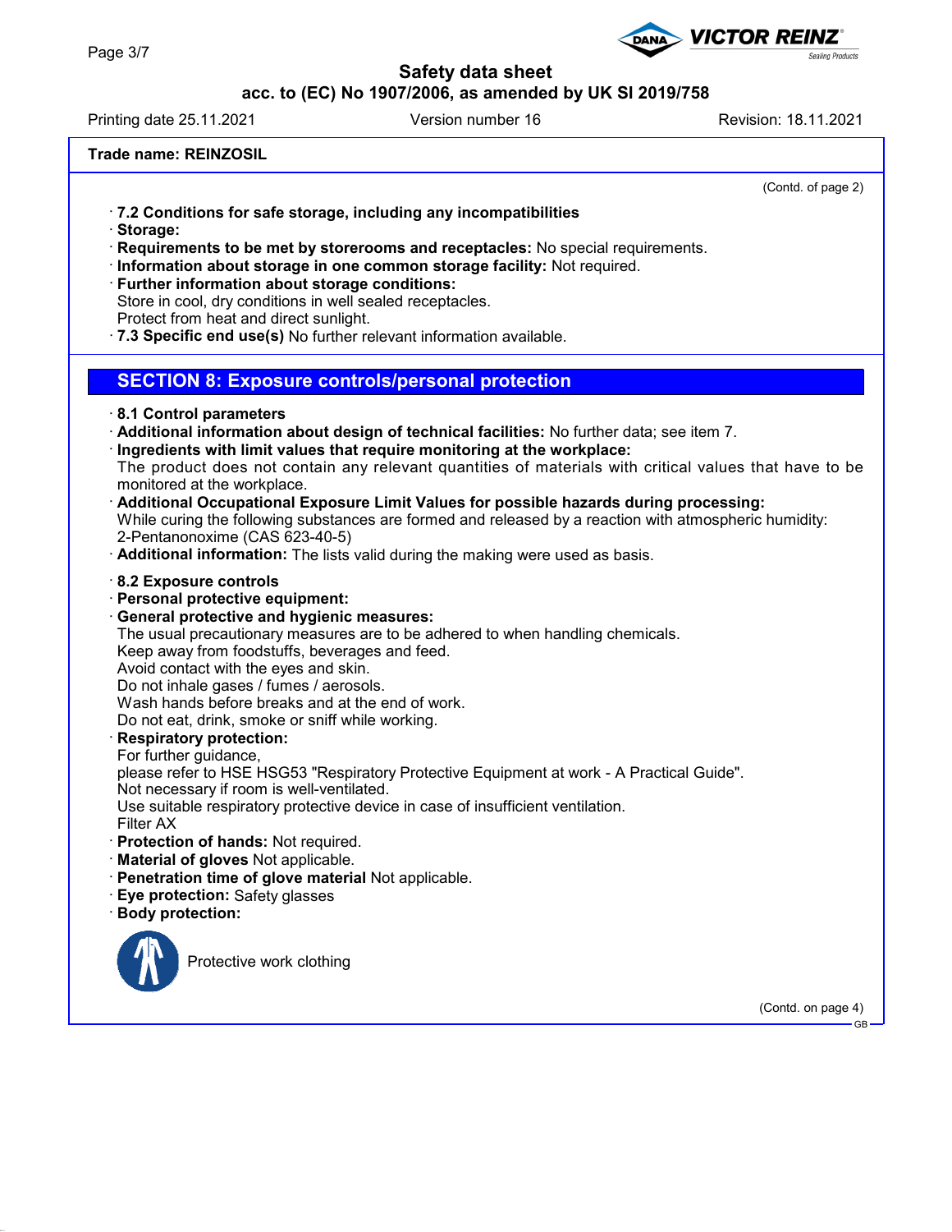Trade name: REINZOSIL

(Contd. of page 2)

· **7.2 Conditions for safe storage, including any incompatibilities**
· **Storage:**
· **Requirements to be met by storerooms and receptacles:** No special requirements.
· **Information about storage in one common storage facility:** Not required.
· **Further information about storage conditions:**
Store in cool, dry conditions in well sealed receptacles.
Protect from heat and direct sunlight.
· **7.3 Specific end use(s)** No further relevant information available.

## SECTION 8: Exposure controls/personal protection

· **8.1 Control parameters**
· **Additional information about design of technical facilities:** No further data; see item 7.
· **Ingredients with limit values that require monitoring at the workplace:**
The product does not contain any relevant quantities of materials with critical values that have to be monitored at the workplace.
· **Additional Occupational Exposure Limit Values for possible hazards during processing:**
While curing the following substances are formed and released by a reaction with atmospheric humidity:
2-Pentanonoxime (CAS 623-40-5)
· **Additional information:** The lists valid during the making were used as basis.

· **8.2 Exposure controls**
· **Personal protective equipment:**
· **General protective and hygienic measures:**
The usual precautionary measures are to be adhered to when handling chemicals.
Keep away from foodstuffs, beverages and feed.
Avoid contact with the eyes and skin.
Do not inhale gases / fumes / aerosols.
Wash hands before breaks and at the end of work.
Do not eat, drink, smoke or sniff while working.
· **Respiratory protection:**
For further guidance,
please refer to HSE HSG53 "Respiratory Protective Equipment at work - A Practical Guide".
Not necessary if room is well-ventilated.
Use suitable respiratory protective device in case of insufficient ventilation.
Filter AX
· **Protection of hands:** Not required.
· **Material of gloves** Not applicable.
· **Penetration time of glove material** Not applicable.
· **Eye protection:** Safety glasses
· **Body protection:**

Protective work clothing

(Contd. on page 4)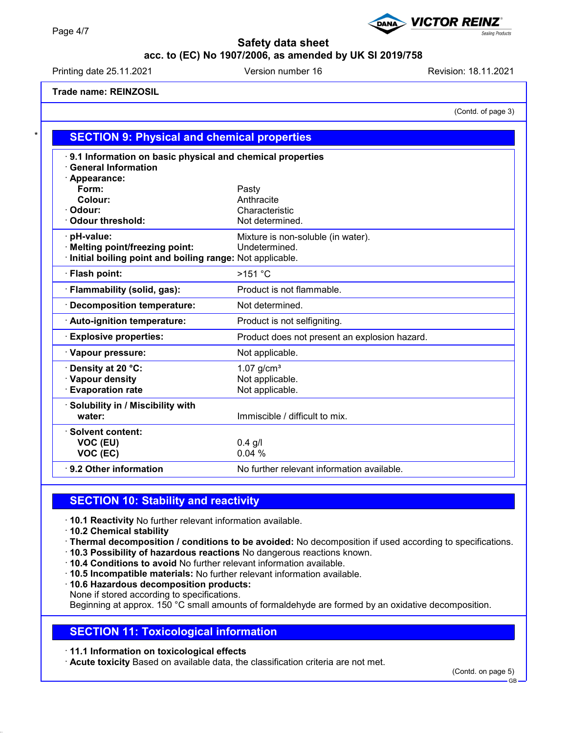Trade name: REINZOSIL

(Contd. of page 3)

## SECTION 9: Physical and chemical properties

| · 9.1 Information on basic physical and chemical properties | |
|---|---|
| · General Information | |
| · Appearance: | |
| Form: | Pasty |
| Colour: | Anthracite |
| · Odour: | Characteristic |
| · Odour threshold: | Not determined. |
| · pH-value: | Mixture is non-soluble (in water). |
| · Melting point/freezing point: | Undetermined. |
| · Initial boiling point and boiling range: | Not applicable. |
| · Flash point: | >151 °C |
| · Flammability (solid, gas): | Product is not flammable. |
| · Decomposition temperature: | Not determined. |
| · Auto-ignition temperature: | Product is not selfigniting. |
| · Explosive properties: | Product does not present an explosion hazard. |
| · Vapour pressure: | Not applicable. |
| · Density at 20 °C: | 1.07 g/cm³ |
| · Vapour density | Not applicable. |
| · Evaporation rate | Not applicable. |
| · Solubility in / Miscibility with water: | Immiscible / difficult to mix. |
| · Solvent content: | |
| VOC (EU) | 0.4 g/l |
| VOC (EC) | 0.04 % |
| · 9.2 Other information | No further relevant information available. |

## SECTION 10: Stability and reactivity

· **10.1 Reactivity** No further relevant information available.
· **10.2 Chemical stability**
· **Thermal decomposition / conditions to be avoided:** No decomposition if used according to specifications.
· **10.3 Possibility of hazardous reactions** No dangerous reactions known.
· **10.4 Conditions to avoid** No further relevant information available.
· **10.5 Incompatible materials:** No further relevant information available.
· **10.6 Hazardous decomposition products:**
None if stored according to specifications.
Beginning at approx. 150 °C small amounts of formaldehyde are formed by an oxidative decomposition.

## SECTION 11: Toxicological information

· **11.1 Information on toxicological effects**
· **Acute toxicity** Based on available data, the classification criteria are not met.

(Contd. on page 5)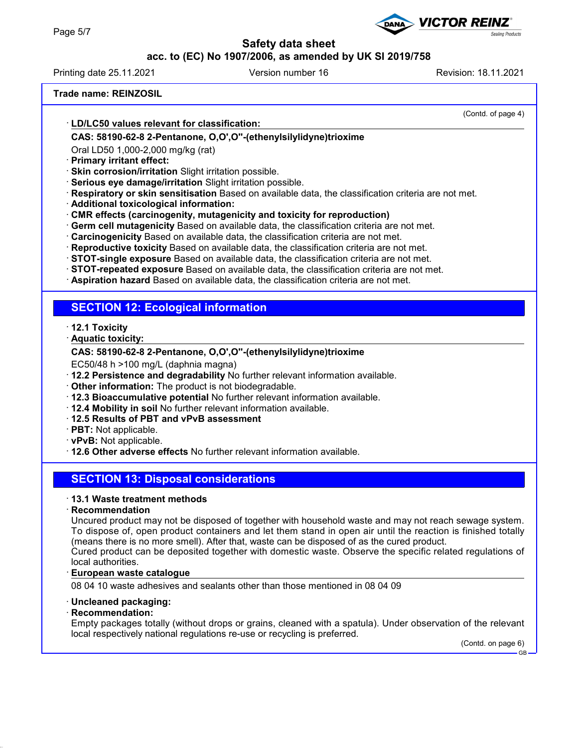Trade name: REINZOSIL

(Contd. of page 4)

· **LD/LC50 values relevant for classification:**

**CAS: 58190-62-8 2-Pentanone, O,O',O''-(ethenylsilylidyne)trioxime**

Oral LD50 1,000-2,000 mg/kg (rat)

· **Primary irritant effect:**
· **Skin corrosion/irritation** Slight irritation possible.
· **Serious eye damage/irritation** Slight irritation possible.
· **Respiratory or skin sensitisation** Based on available data, the classification criteria are not met.
· **Additional toxicological information:**
· **CMR effects (carcinogenity, mutagenicity and toxicity for reproduction)**
· **Germ cell mutagenicity** Based on available data, the classification criteria are not met.
· **Carcinogenicity** Based on available data, the classification criteria are not met.
· **Reproductive toxicity** Based on available data, the classification criteria are not met.
· **STOT-single exposure** Based on available data, the classification criteria are not met.
· **STOT-repeated exposure** Based on available data, the classification criteria are not met.
· **Aspiration hazard** Based on available data, the classification criteria are not met.

## SECTION 12: Ecological information

· **12.1 Toxicity**
· **Aquatic toxicity:**

**CAS: 58190-62-8 2-Pentanone, O,O',O''-(ethenylsilylidyne)trioxime**

EC50/48 h >100 mg/L (daphnia magna)

· **12.2 Persistence and degradability** No further relevant information available.
· **Other information:** The product is not biodegradable.
· **12.3 Bioaccumulative potential** No further relevant information available.
· **12.4 Mobility in soil** No further relevant information available.
· **12.5 Results of PBT and vPvB assessment**
· **PBT:** Not applicable.
· **vPvB:** Not applicable.
· **12.6 Other adverse effects** No further relevant information available.

## SECTION 13: Disposal considerations

· **13.1 Waste treatment methods**
· **Recommendation**

Uncured product may not be disposed of together with household waste and may not reach sewage system. To dispose of, open product containers and let them stand in open air until the reaction is finished totally (means there is no more smell). After that, waste can be disposed of as the cured product.
Cured product can be deposited together with domestic waste. Observe the specific related regulations of local authorities.

· **European waste catalogue**

08 04 10 waste adhesives and sealants other than those mentioned in 08 04 09

· **Uncleaned packaging:**
· **Recommendation:**

Empty packages totally (without drops or grains, cleaned with a spatula). Under observation of the relevant local respectively national regulations re-use or recycling is preferred.

(Contd. on page 6)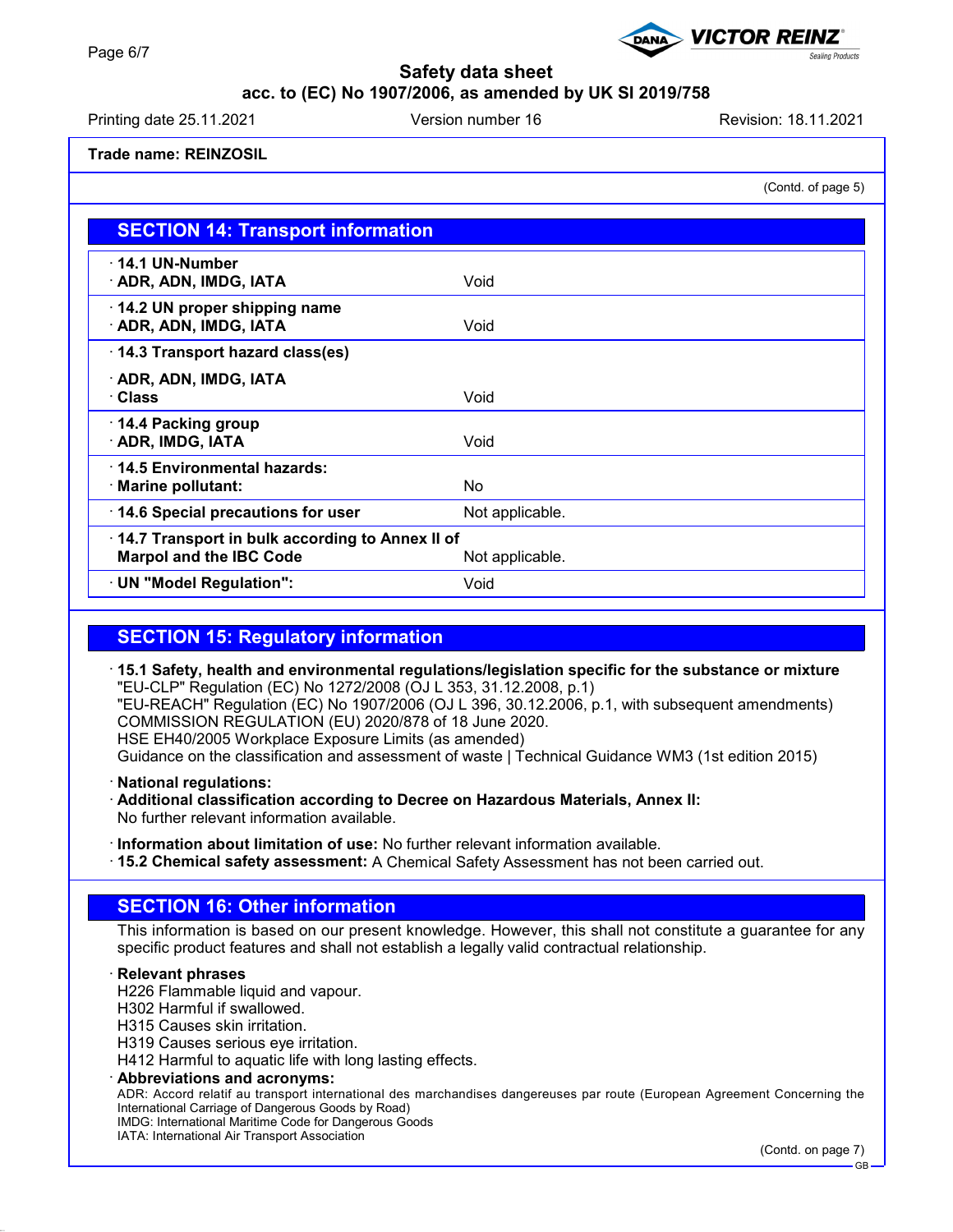**Trade name: REINZOSIL**

(Contd. of page 5)

## SECTION 14: Transport information

| | |
|---|---|
| · **14.1 UN-Number**<br>· **ADR, ADN, IMDG, IATA** | Void |
| · **14.2 UN proper shipping name**<br>· **ADR, ADN, IMDG, IATA** | Void |
| · **14.3 Transport hazard class(es)**<br>· **ADR, ADN, IMDG, IATA**<br>· **Class** | Void |
| · **14.4 Packing group**<br>· **ADR, IMDG, IATA** | Void |
| · **14.5 Environmental hazards:**<br>· **Marine pollutant:** | No |
| · **14.6 Special precautions for user** | Not applicable. |
| · **14.7 Transport in bulk according to Annex II of Marpol and the IBC Code** | Not applicable. |
| · **UN "Model Regulation":** | Void |

## SECTION 15: Regulatory information

· **15.1 Safety, health and environmental regulations/legislation specific for the substance or mixture**
"EU-CLP" Regulation (EC) No 1272/2008 (OJ L 353, 31.12.2008, p.1)
"EU-REACH" Regulation (EC) No 1907/2006 (OJ L 396, 30.12.2006, p.1, with subsequent amendments)
COMMISSION REGULATION (EU) 2020/878 of 18 June 2020.
HSE EH40/2005 Workplace Exposure Limits (as amended)
Guidance on the classification and assessment of waste | Technical Guidance WM3 (1st edition 2015)

· **National regulations:**
· **Additional classification according to Decree on Hazardous Materials, Annex II:**
No further relevant information available.

· **Information about limitation of use:** No further relevant information available.
· **15.2 Chemical safety assessment:** A Chemical Safety Assessment has not been carried out.

## SECTION 16: Other information

This information is based on our present knowledge. However, this shall not constitute a guarantee for any specific product features and shall not establish a legally valid contractual relationship.

· **Relevant phrases**
H226 Flammable liquid and vapour.
H302 Harmful if swallowed.
H315 Causes skin irritation.
H319 Causes serious eye irritation.
H412 Harmful to aquatic life with long lasting effects.

· **Abbreviations and acronyms:**
ADR: Accord relatif au transport international des marchandises dangereuses par route (European Agreement Concerning the International Carriage of Dangerous Goods by Road)
IMDG: International Maritime Code for Dangerous Goods
IATA: International Air Transport Association

(Contd. on page 7)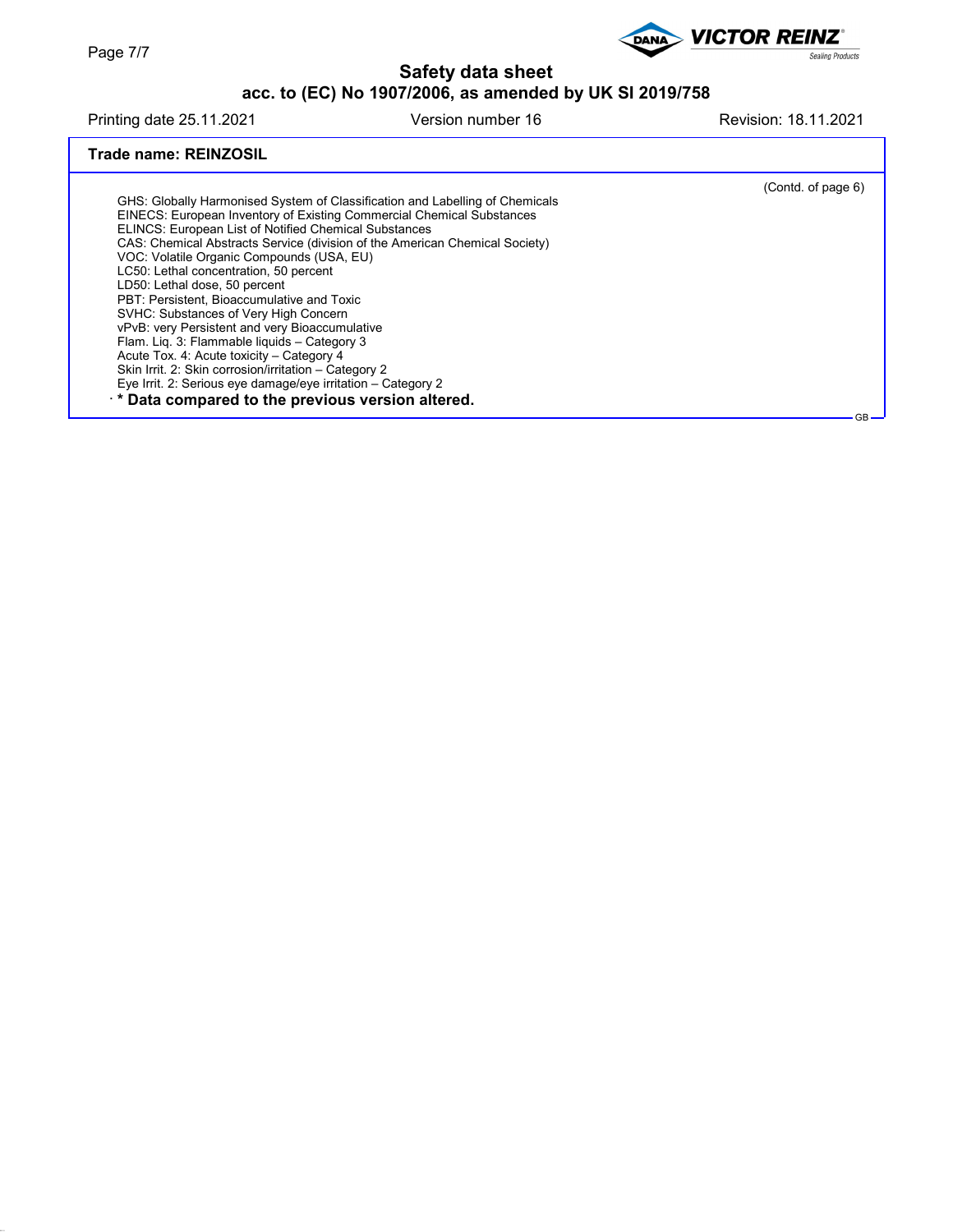(Contd. of page 6)

GHS: Globally Harmonised System of Classification and Labelling of Chemicals
EINECS: European Inventory of Existing Commercial Chemical Substances
ELINCS: European List of Notified Chemical Substances
CAS: Chemical Abstracts Service (division of the American Chemical Society)
VOC: Volatile Organic Compounds (USA, EU)
LC50: Lethal concentration, 50 percent
LD50: Lethal dose, 50 percent
PBT: Persistent, Bioaccumulative and Toxic
SVHC: Substances of Very High Concern
vPvB: very Persistent and very Bioaccumulative
Flam. Liq. 3: Flammable liquids – Category 3
Acute Tox. 4: Acute toxicity – Category 4
Skin Irrit. 2: Skin corrosion/irritation – Category 2
Eye Irrit. 2: Serious eye damage/eye irritation – Category 2

· **\* Data compared to the previous version altered.**